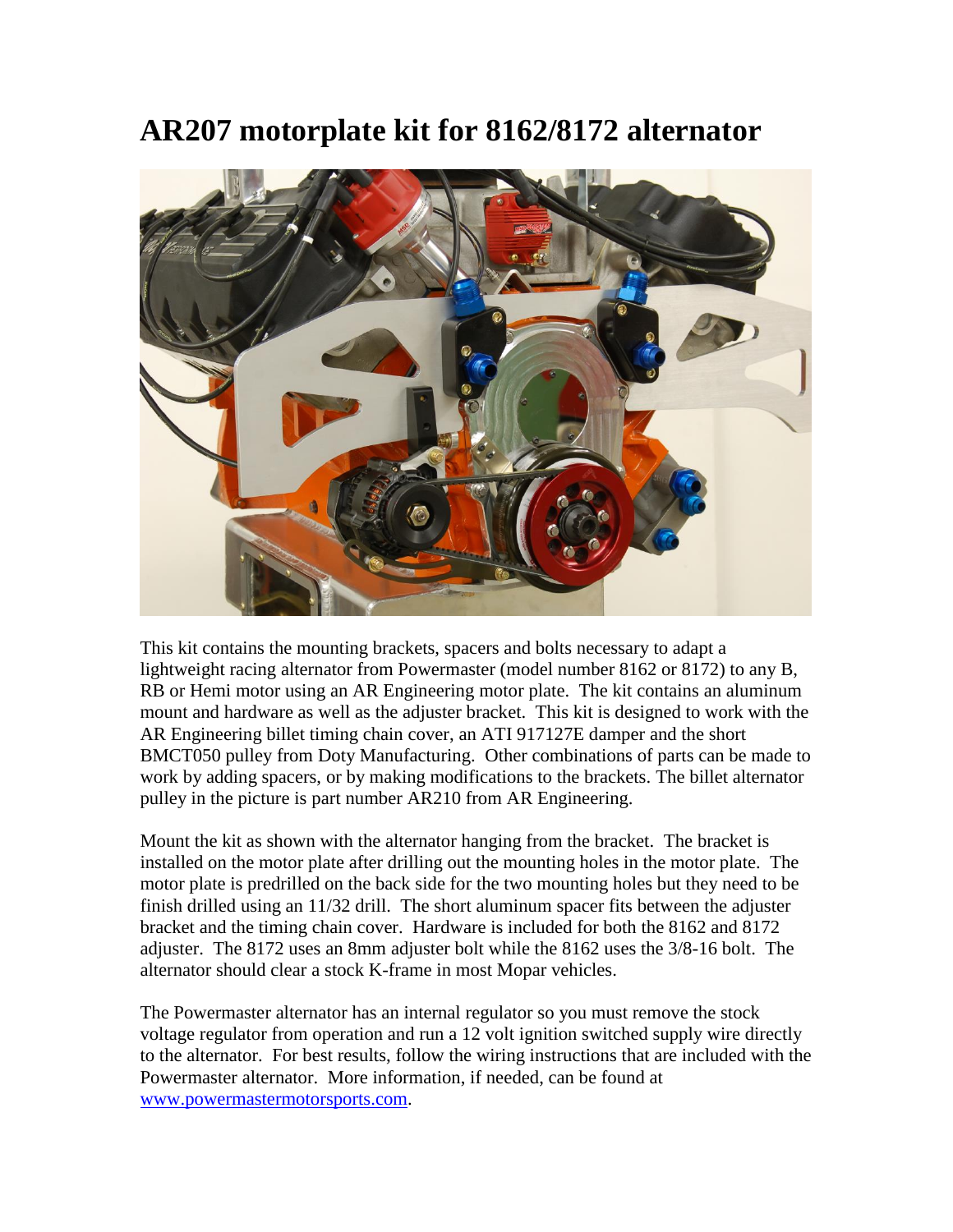# AR207 motorplate kit for 8162/8172 alternator

This kit contains the mounting brackets, spacers and bolts necessary to adapt a lightweight racing alternator from Powermaster (model number 8162 or 8172) to any B, RB or Hemi motor using an AR Engineering motor plate. The kit contains an aluminum mount and hardware as well as the adjuster bracket. This kit is designed to work with the AR Engineering billet timing chain cover, an ATI 917127E damper and the short BMCT050 pulley from Doty Manufacturing. Other combinations of parts can be made to work by adding spacers, or by making modifications to the brackets. The billet alternator pulley in the picture is part number AR210 from AR Engineering.

Mount the kit as shown with the alternator hanging from the bracket. The bracket is installed on the motor plate after drilling out the mounting holes in the motor plate. The motor plate is predrilled on the back side for the two mounting holes but they need to be finish drilled using an 11/32 drill. The short aluminum spacer fits between the adjuster bracket and the timing chain cover. Hardware is included for both the 8162 and 8172 adjuster. The 8172 uses an 8mm adjuster bolt while the 8162 uses the 3/8-16 bolt. The alternator should clear a stock K-frame in most Mopar vehicles.

The Powermaster alternator has an internal regulator so you must remove the stock voltage regulator from operation and run a 12 volt ignition switched supply wire directly to the alternator. For best results, follow the wiring instructions that are included with the Powermaster alternator. More information, if needed, can be found at [www.powermastermotorsports.com](http://www.powermastermotorsports.com).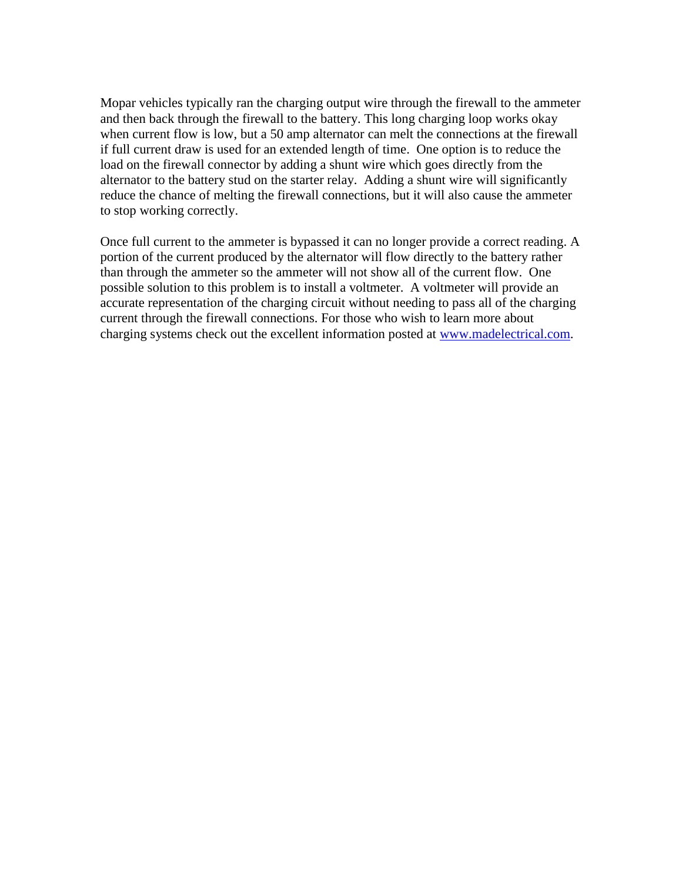Mopar vehicles typically ran the charging output wire through the firewall to the ammeter and then back through the firewall to the battery. This long charging loop works okay when current flow is low, but a 50 amp alternator can melt the connections at the firewall if full current draw is used for an extended length of time. One option is to reduce the load on the firewall connector by adding a shunt wire which goes directly from the alternator to the battery stud on the starter relay. Adding a shunt wire will significantly reduce the chance of melting the firewall connections, but it will also cause the ammeter to stop working correctly.

Once full current to the ammeter is bypassed it can no longer provide a correct reading. A portion of the current produced by the alternator will flow directly to the battery rather than through the ammeter so the ammeter will not show all of the current flow. One possible solution to this problem is to install a voltmeter. A voltmeter will provide an accurate representation of the charging circuit without needing to pass all of the charging current through the firewall connections. For those who wish to learn more about charging systems check out the excellent information posted at [www.madelectrical.com](http://www.madelectrical.com).